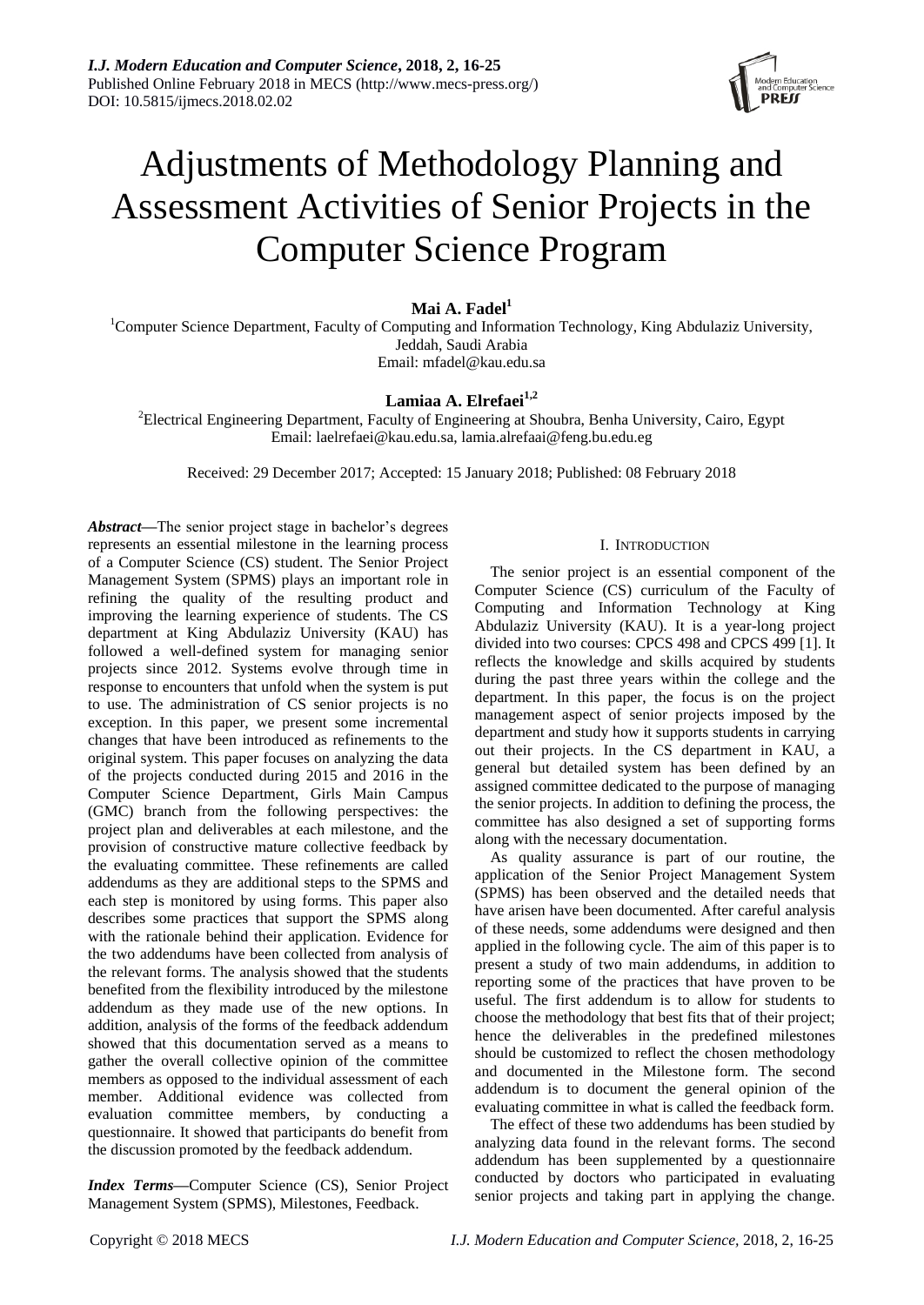# Adjustments of Methodology Planning and Assessment Activities of Senior Projects in the Computer Science Program

**Mai A. Fadel**[1]

[1]Computer Science Department, Faculty of Computing and Information Technology, King Abdulaziz University, Jeddah, Saudi Arabia
Email: mfadel@kau.edu.sa

**Lamiaa A. Elrefaei**[1,2]

[2]Electrical Engineering Department, Faculty of Engineering at Shoubra, Benha University, Cairo, Egypt
Email: laelrefaei@kau.edu.sa, lamia.alrefaai@feng.bu.edu.eg

Received: 29 December 2017; Accepted: 15 January 2018; Published: 08 February 2018

***Abstract*—**The senior project stage in bachelor's degrees represents an essential milestone in the learning process of a Computer Science (CS) student. The Senior Project Management System (SPMS) plays an important role in refining the quality of the resulting product and improving the learning experience of students. The CS department at King Abdulaziz University (KAU) has followed a well-defined system for managing senior projects since 2012. Systems evolve through time in response to encounters that unfold when the system is put to use. The administration of CS senior projects is no exception. In this paper, we present some incremental changes that have been introduced as refinements to the original system. This paper focuses on analyzing the data of the projects conducted during 2015 and 2016 in the Computer Science Department, Girls Main Campus (GMC) branch from the following perspectives: the project plan and deliverables at each milestone, and the provision of constructive mature collective feedback by the evaluating committee. These refinements are called addendums as they are additional steps to the SPMS and each step is monitored by using forms. This paper also describes some practices that support the SPMS along with the rationale behind their application. Evidence for the two addendums have been collected from analysis of the relevant forms. The analysis showed that the students benefited from the flexibility introduced by the milestone addendum as they made use of the new options. In addition, analysis of the forms of the feedback addendum showed that this documentation served as a means to gather the overall collective opinion of the committee members as opposed to the individual assessment of each member. Additional evidence was collected from evaluation committee members, by conducting a questionnaire. It showed that participants do benefit from the discussion promoted by the feedback addendum.

***Index Terms*—**Computer Science (CS), Senior Project Management System (SPMS), Milestones, Feedback.

## I. Introduction

The senior project is an essential component of the Computer Science (CS) curriculum of the Faculty of Computing and Information Technology at King Abdulaziz University (KAU). It is a year-long project divided into two courses: CPCS 498 and CPCS 499 [1]. It reflects the knowledge and skills acquired by students during the past three years within the college and the department. In this paper, the focus is on the project management aspect of senior projects imposed by the department and study how it supports students in carrying out their projects. In the CS department in KAU, a general but detailed system has been defined by an assigned committee dedicated to the purpose of managing the senior projects. In addition to defining the process, the committee has also designed a set of supporting forms along with the necessary documentation.

As quality assurance is part of our routine, the application of the Senior Project Management System (SPMS) has been observed and the detailed needs that have arisen have been documented. After careful analysis of these needs, some addendums were designed and then applied in the following cycle. The aim of this paper is to present a study of two main addendums, in addition to reporting some of the practices that have proven to be useful. The first addendum is to allow for students to choose the methodology that best fits that of their project; hence the deliverables in the predefined milestones should be customized to reflect the chosen methodology and documented in the Milestone form. The second addendum is to document the general opinion of the evaluating committee in what is called the feedback form.

The effect of these two addendums has been studied by analyzing data found in the relevant forms. The second addendum has been supplemented by a questionnaire conducted by doctors who participated in evaluating senior projects and taking part in applying the change.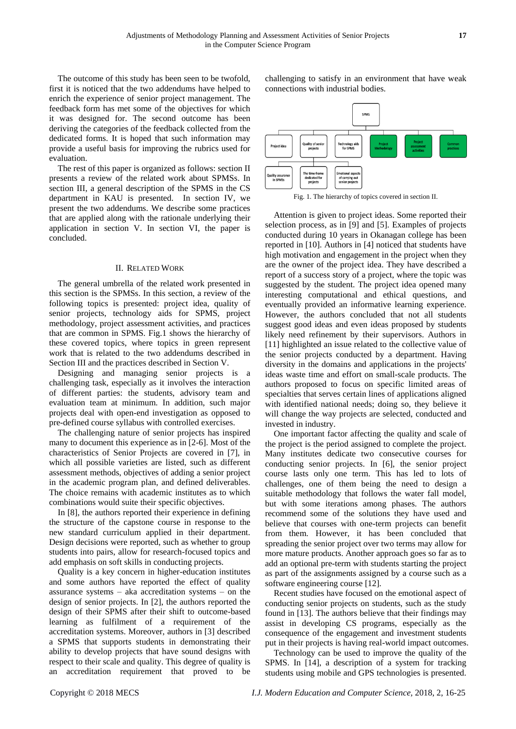The outcome of this study has been seen to be twofold, first it is noticed that the two addendums have helped to enrich the experience of senior project management. The feedback form has met some of the objectives for which it was designed for. The second outcome has been deriving the categories of the feedback collected from the dedicated forms. It is hoped that such information may provide a useful basis for improving the rubrics used for evaluation.

The rest of this paper is organized as follows: section II presents a review of the related work about SPMSs. In section III, a general description of the SPMS in the CS department in KAU is presented. In section IV, we present the two addendums. We describe some practices that are applied along with the rationale underlying their application in section V. In section VI, the paper is concluded.

## II. Related Work

The general umbrella of the related work presented in this section is the SPMSs. In this section, a review of the following topics is presented: project idea, quality of senior projects, technology aids for SPMS, project methodology, project assessment activities, and practices that are common in SPMS. Fig.1 shows the hierarchy of these covered topics, where topics in green represent work that is related to the two addendums described in Section III and the practices described in Section V.

Designing and managing senior projects is a challenging task, especially as it involves the interaction of different parties: the students, advisory team and evaluation team at minimum. In addition, such major projects deal with open-end investigation as opposed to pre-defined course syllabus with controlled exercises.

The challenging nature of senior projects has inspired many to document this experience as in [2-6]. Most of the characteristics of Senior Projects are covered in [7], in which all possible varieties are listed, such as different assessment methods, objectives of adding a senior project in the academic program plan, and defined deliverables. The choice remains with academic institutes as to which combinations would suite their specific objectives.

In [8], the authors reported their experience in defining the structure of the capstone course in response to the new standard curriculum applied in their department. Design decisions were reported, such as whether to group students into pairs, allow for research-focused topics and add emphasis on soft skills in conducting projects.

Quality is a key concern in higher-education institutes and some authors have reported the effect of quality assurance systems – aka accreditation systems – on the design of senior projects. In [2], the authors reported the design of their SPMS after their shift to outcome-based learning as fulfilment of a requirement of the accreditation systems. Moreover, authors in [3] described a SPMS that supports students in demonstrating their ability to develop projects that have sound designs with respect to their scale and quality. This degree of quality is an accreditation requirement that proved to be challenging to satisfy in an environment that have weak connections with industrial bodies.

SPMS

Project idea | Quality of senior projects | Technology aids for SPMS | Project Methodology | Project assessment activities | Common practices

Quality assurance in SPMSs | The time-frame dedicated for projects | Emotional aspects of carrying out senior projects

Fig. 1. The hierarchy of topics covered in section II.

Attention is given to project ideas. Some reported their selection process, as in [9] and [5]. Examples of projects conducted during 10 years in Okanagan college has been reported in [10]. Authors in [4] noticed that students have high motivation and engagement in the project when they are the owner of the project idea. They have described a report of a success story of a project, where the topic was suggested by the student. The project idea opened many interesting computational and ethical questions, and eventually provided an informative learning experience. However, the authors concluded that not all students suggest good ideas and even ideas proposed by students likely need refinement by their supervisors. Authors in [11] highlighted an issue related to the collective value of the senior projects conducted by a department. Having diversity in the domains and applications in the projects' ideas waste time and effort on small-scale products. The authors proposed to focus on specific limited areas of specialties that serves certain lines of applications aligned with identified national needs; doing so, they believe it will change the way projects are selected, conducted and invested in industry.

One important factor affecting the quality and scale of the project is the period assigned to complete the project. Many institutes dedicate two consecutive courses for conducting senior projects. In [6], the senior project course lasts only one term. This has led to lots of challenges, one of them being the need to design a suitable methodology that follows the water fall model, but with some iterations among phases. The authors recommend some of the solutions they have used and believe that courses with one-term projects can benefit from them. However, it has been concluded that spreading the senior project over two terms may allow for more mature products. Another approach goes so far as to add an optional pre-term with students starting the project as part of the assignments assigned by a course such as a software engineering course [12].

Recent studies have focused on the emotional aspect of conducting senior projects on students, such as the study found in [13]. The authors believe that their findings may assist in developing CS programs, especially as the consequence of the engagement and investment students put in their projects is having real-world impact outcomes.

Technology can be used to improve the quality of the SPMS. In [14], a description of a system for tracking students using mobile and GPS technologies is presented.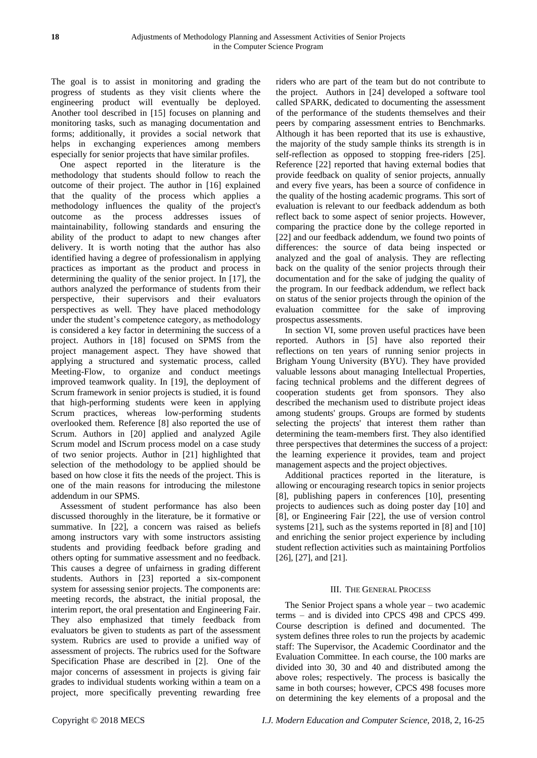The goal is to assist in monitoring and grading the progress of students as they visit clients where the engineering product will eventually be deployed. Another tool described in [15] focuses on planning and monitoring tasks, such as managing documentation and forms; additionally, it provides a social network that helps in exchanging experiences among members especially for senior projects that have similar profiles.

One aspect reported in the literature is the methodology that students should follow to reach the outcome of their project. The author in [16] explained that the quality of the process which applies a methodology influences the quality of the project's outcome as the process addresses issues of maintainability, following standards and ensuring the ability of the product to adapt to new changes after delivery. It is worth noting that the author has also identified having a degree of professionalism in applying practices as important as the product and process in determining the quality of the senior project. In [17], the authors analyzed the performance of students from their perspective, their supervisors and their evaluators perspectives as well. They have placed methodology under the student's competence category, as methodology is considered a key factor in determining the success of a project. Authors in [18] focused on SPMS from the project management aspect. They have showed that applying a structured and systematic process, called Meeting-Flow, to organize and conduct meetings improved teamwork quality. In [19], the deployment of Scrum framework in senior projects is studied, it is found that high-performing students were keen in applying Scrum practices, whereas low-performing students overlooked them. Reference [8] also reported the use of Scrum. Authors in [20] applied and analyzed Agile Scrum model and IScrum process model on a case study of two senior projects. Author in [21] highlighted that selection of the methodology to be applied should be based on how close it fits the needs of the project. This is one of the main reasons for introducing the milestone addendum in our SPMS.

Assessment of student performance has also been discussed thoroughly in the literature, be it formative or summative. In [22], a concern was raised as beliefs among instructors vary with some instructors assisting students and providing feedback before grading and others opting for summative assessment and no feedback. This causes a degree of unfairness in grading different students. Authors in [23] reported a six-component system for assessing senior projects. The components are: meeting records, the abstract, the initial proposal, the interim report, the oral presentation and Engineering Fair. They also emphasized that timely feedback from evaluators be given to students as part of the assessment system. Rubrics are used to provide a unified way of assessment of projects. The rubrics used for the Software Specification Phase are described in [2]. One of the major concerns of assessment in projects is giving fair grades to individual students working within a team on a project, more specifically preventing rewarding free riders who are part of the team but do not contribute to the project. Authors in [24] developed a software tool called SPARK, dedicated to documenting the assessment of the performance of the students themselves and their peers by comparing assessment entries to Benchmarks. Although it has been reported that its use is exhaustive, the majority of the study sample thinks its strength is in self-reflection as opposed to stopping free-riders [25]. Reference [22] reported that having external bodies that provide feedback on quality of senior projects, annually and every five years, has been a source of confidence in the quality of the hosting academic programs. This sort of evaluation is relevant to our feedback addendum as both reflect back to some aspect of senior projects. However, comparing the practice done by the college reported in [22] and our feedback addendum, we found two points of differences: the source of data being inspected or analyzed and the goal of analysis. They are reflecting back on the quality of the senior projects through their documentation and for the sake of judging the quality of the program. In our feedback addendum, we reflect back on status of the senior projects through the opinion of the evaluation committee for the sake of improving prospectus assessments.

In section VI, some proven useful practices have been reported. Authors in [5] have also reported their reflections on ten years of running senior projects in Brigham Young University (BYU). They have provided valuable lessons about managing Intellectual Properties, facing technical problems and the different degrees of cooperation students get from sponsors. They also described the mechanism used to distribute project ideas among students' groups. Groups are formed by students selecting the projects' that interest them rather than determining the team-members first. They also identified three perspectives that determines the success of a project: the learning experience it provides, team and project management aspects and the project objectives.

Additional practices reported in the literature, is allowing or encouraging research topics in senior projects [8], publishing papers in conferences [10], presenting projects to audiences such as doing poster day [10] and [8], or Engineering Fair [22], the use of version control systems [21], such as the systems reported in [8] and [10] and enriching the senior project experience by including student reflection activities such as maintaining Portfolios [26], [27], and [21].

## III. The General Process

The Senior Project spans a whole year – two academic terms – and is divided into CPCS 498 and CPCS 499. Course description is defined and documented. The system defines three roles to run the projects by academic staff: The Supervisor, the Academic Coordinator and the Evaluation Committee. In each course, the 100 marks are divided into 30, 30 and 40 and distributed among the above roles; respectively. The process is basically the same in both courses; however, CPCS 498 focuses more on determining the key elements of a proposal and the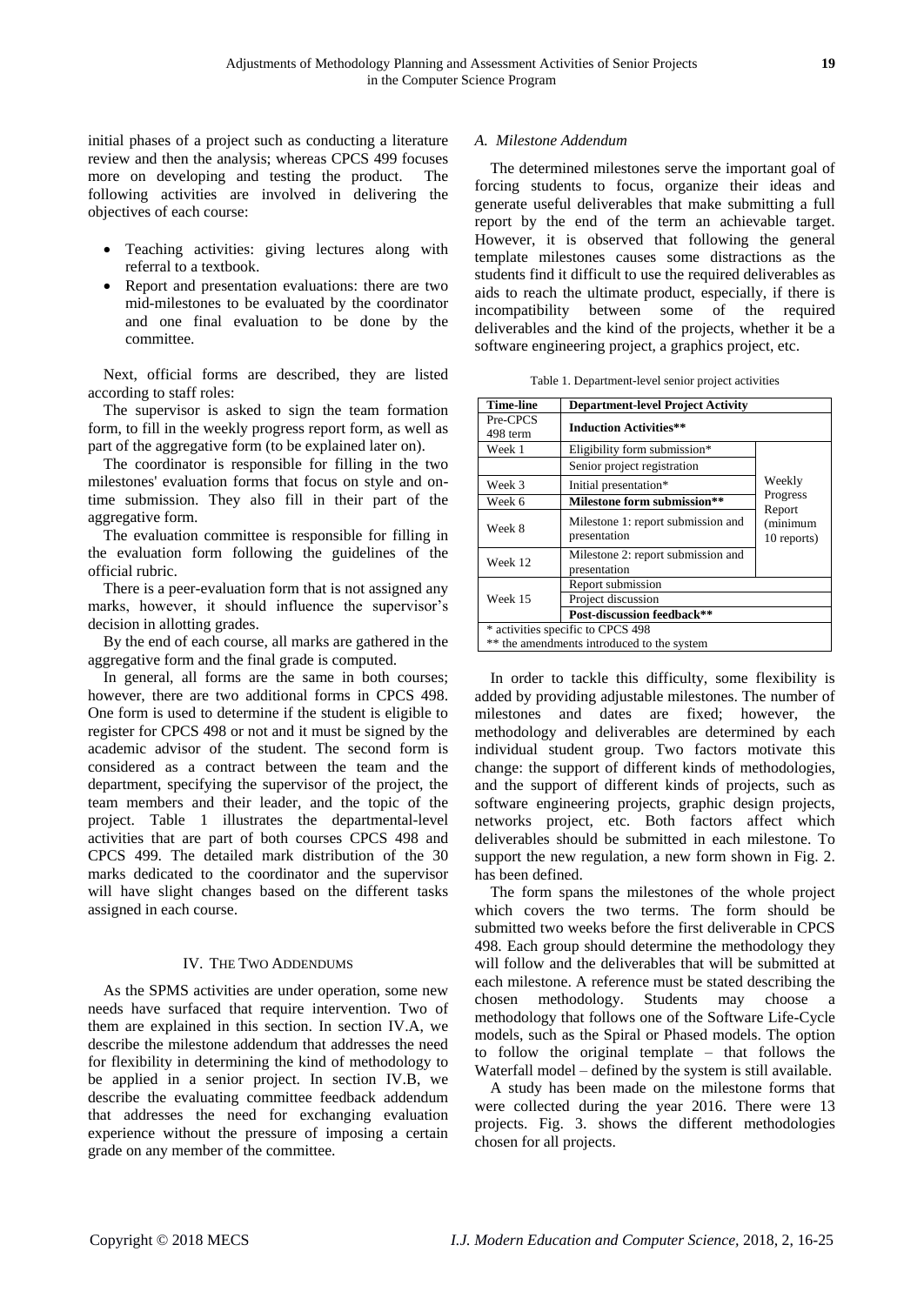initial phases of a project such as conducting a literature review and then the analysis; whereas CPCS 499 focuses more on developing and testing the product. The following activities are involved in delivering the objectives of each course:

- Teaching activities: giving lectures along with referral to a textbook.
- Report and presentation evaluations: there are two mid-milestones to be evaluated by the coordinator and one final evaluation to be done by the committee.

Next, official forms are described, they are listed according to staff roles:

The supervisor is asked to sign the team formation form, to fill in the weekly progress report form, as well as part of the aggregative form (to be explained later on).

The coordinator is responsible for filling in the two milestones' evaluation forms that focus on style and on-time submission. They also fill in their part of the aggregative form.

The evaluation committee is responsible for filling in the evaluation form following the guidelines of the official rubric.

There is a peer-evaluation form that is not assigned any marks, however, it should influence the supervisor's decision in allotting grades.

By the end of each course, all marks are gathered in the aggregative form and the final grade is computed.

In general, all forms are the same in both courses; however, there are two additional forms in CPCS 498. One form is used to determine if the student is eligible to register for CPCS 498 or not and it must be signed by the academic advisor of the student. The second form is considered as a contract between the team and the department, specifying the supervisor of the project, the team members and their leader, and the topic of the project. Table 1 illustrates the departmental-level activities that are part of both courses CPCS 498 and CPCS 499. The detailed mark distribution of the 30 marks dedicated to the coordinator and the supervisor will have slight changes based on the different tasks assigned in each course.

## IV. The Two Addendums

As the SPMS activities are under operation, some new needs have surfaced that require intervention. Two of them are explained in this section. In section IV.A, we describe the milestone addendum that addresses the need for flexibility in determining the kind of methodology to be applied in a senior project. In section IV.B, we describe the evaluating committee feedback addendum that addresses the need for exchanging evaluation experience without the pressure of imposing a certain grade on any member of the committee.

### *A. Milestone Addendum*

The determined milestones serve the important goal of forcing students to focus, organize their ideas and generate useful deliverables that make submitting a full report by the end of the term an achievable target. However, it is observed that following the general template milestones causes some distractions as the students find it difficult to use the required deliverables as aids to reach the ultimate product, especially, if there is incompatibility between some of the required deliverables and the kind of the projects, whether it be a software engineering project, a graphics project, etc.

Table 1. Department-level senior project activities

| Time-line | Department-level Project Activity | |
|---|---|---|
| Pre-CPCS 498 term | **Induction Activities\*\*** | |
| Week 1 | Eligibility form submission* | Weekly Progress Report (minimum 10 reports) |
| | Senior project registration | |
| Week 3 | Initial presentation* | |
| Week 6 | **Milestone form submission\*\*** | |
| Week 8 | Milestone 1: report submission and presentation | |
| Week 12 | Milestone 2: report submission and presentation | |
| Week 15 | Report submission | |
| | Project discussion | |
| | **Post-discussion feedback\*\*** | |

\* activities specific to CPCS 498
\*\* the amendments introduced to the system

In order to tackle this difficulty, some flexibility is added by providing adjustable milestones. The number of milestones and dates are fixed; however, the methodology and deliverables are determined by each individual student group. Two factors motivate this change: the support of different kinds of methodologies, and the support of different kinds of projects, such as software engineering projects, graphic design projects, networks project, etc. Both factors affect which deliverables should be submitted in each milestone. To support the new regulation, a new form shown in Fig. 2. has been defined.

The form spans the milestones of the whole project which covers the two terms. The form should be submitted two weeks before the first deliverable in CPCS 498. Each group should determine the methodology they will follow and the deliverables that will be submitted at each milestone. A reference must be stated describing the chosen methodology. Students may choose a methodology that follows one of the Software Life-Cycle models, such as the Spiral or Phased models. The option to follow the original template – that follows the Waterfall model – defined by the system is still available.

A study has been made on the milestone forms that were collected during the year 2016. There were 13 projects. Fig. 3. shows the different methodologies chosen for all projects.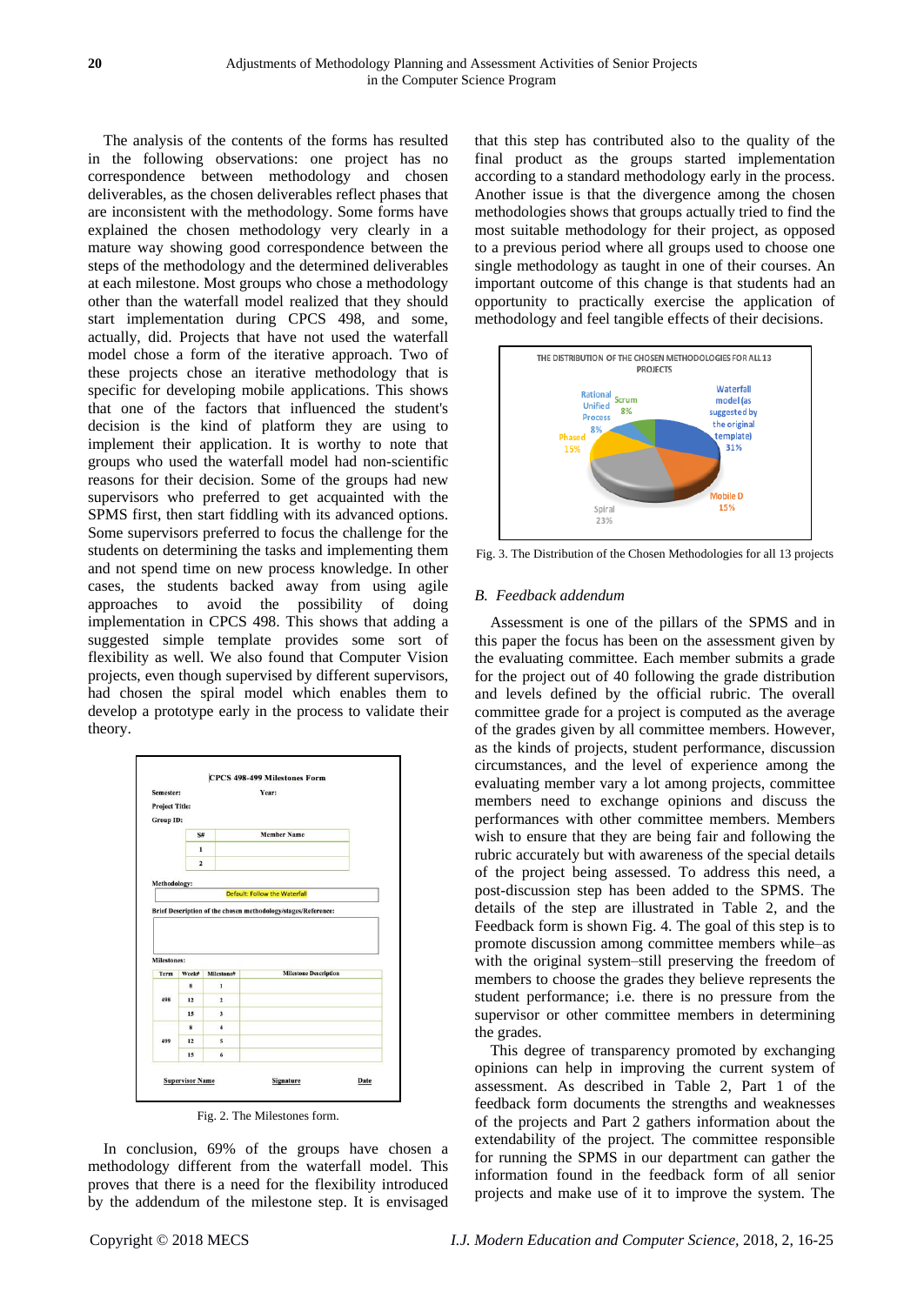The analysis of the contents of the forms has resulted in the following observations: one project has no correspondence between methodology and chosen deliverables, as the chosen deliverables reflect phases that are inconsistent with the methodology. Some forms have explained the chosen methodology very clearly in a mature way showing good correspondence between the steps of the methodology and the determined deliverables at each milestone. Most groups who chose a methodology other than the waterfall model realized that they should start implementation during CPCS 498, and some, actually, did. Projects that have not used the waterfall model chose a form of the iterative approach. Two of these projects chose an iterative methodology that is specific for developing mobile applications. This shows that one of the factors that influenced the student's decision is the kind of platform they are using to implement their application. It is worthy to note that groups who used the waterfall model had non-scientific reasons for their decision. Some of the groups had new supervisors who preferred to get acquainted with the SPMS first, then start fiddling with its advanced options. Some supervisors preferred to focus the challenge for the students on determining the tasks and implementing them and not spend time on new process knowledge. In other cases, the students backed away from using agile approaches to avoid the possibility of doing implementation in CPCS 498. This shows that adding a suggested simple template provides some sort of flexibility as well. We also found that Computer Vision projects, even though supervised by different supervisors, had chosen the spiral model which enables them to develop a prototype early in the process to validate their theory.

Fig. 2. The Milestones form.

In conclusion, 69% of the groups have chosen a methodology different from the waterfall model. This proves that there is a need for the flexibility introduced by the addendum of the milestone step. It is envisaged that this step has contributed also to the quality of the final product as the groups started implementation according to a standard methodology early in the process. Another issue is that the divergence among the chosen methodologies shows that groups actually tried to find the most suitable methodology for their project, as opposed to a previous period where all groups used to choose one single methodology as taught in one of their courses. An important outcome of this change is that students had an opportunity to practically exercise the application of methodology and feel tangible effects of their decisions.

Fig. 3. The Distribution of the Chosen Methodologies for all 13 projects

### B. Feedback addendum

Assessment is one of the pillars of the SPMS and in this paper the focus has been on the assessment given by the evaluating committee. Each member submits a grade for the project out of 40 following the grade distribution and levels defined by the official rubric. The overall committee grade for a project is computed as the average of the grades given by all committee members. However, as the kinds of projects, student performance, discussion circumstances, and the level of experience among the evaluating member vary a lot among projects, committee members need to exchange opinions and discuss the performances with other committee members. Members wish to ensure that they are being fair and following the rubric accurately but with awareness of the special details of the project being assessed. To address this need, a post-discussion step has been added to the SPMS. The details of the step are illustrated in Table 2, and the Feedback form is shown Fig. 4. The goal of this step is to promote discussion among committee members while–as with the original system–still preserving the freedom of members to choose the grades they believe represents the student performance; i.e. there is no pressure from the supervisor or other committee members in determining the grades.

This degree of transparency promoted by exchanging opinions can help in improving the current system of assessment. As described in Table 2, Part 1 of the feedback form documents the strengths and weaknesses of the projects and Part 2 gathers information about the extendability of the project. The committee responsible for running the SPMS in our department can gather the information found in the feedback form of all senior projects and make use of it to improve the system. The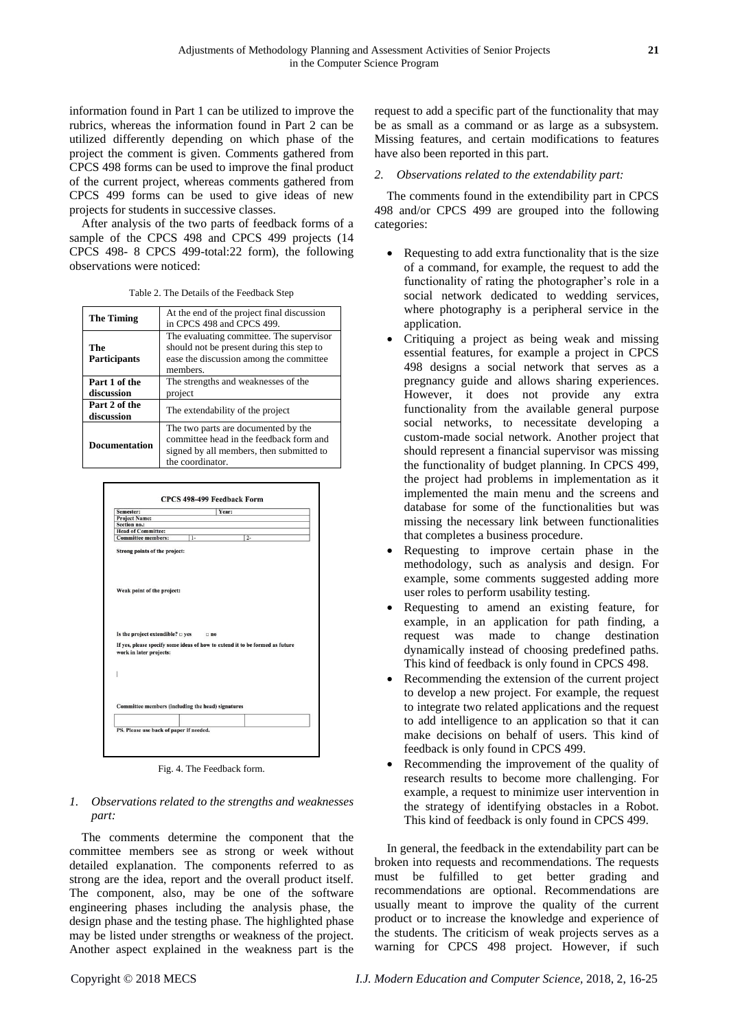information found in Part 1 can be utilized to improve the rubrics, whereas the information found in Part 2 can be utilized differently depending on which phase of the project the comment is given. Comments gathered from CPCS 498 forms can be used to improve the final product of the current project, whereas comments gathered from CPCS 499 forms can be used to give ideas of new projects for students in successive classes.

After analysis of the two parts of feedback forms of a sample of the CPCS 498 and CPCS 499 projects (14 CPCS 498- 8 CPCS 499-total:22 form), the following observations were noticed:

Table 2. The Details of the Feedback Step

| | |
|---|---|
| **The Timing** | At the end of the project final discussion in CPCS 498 and CPCS 499. |
| **The Participants** | The evaluating committee. The supervisor should not be present during this step to ease the discussion among the committee members. |
| **Part 1 of the discussion** | The strengths and weaknesses of the project |
| **Part 2 of the discussion** | The extendability of the project |
| **Documentation** | The two parts are documented by the committee head in the feedback form and signed by all members, then submitted to the coordinator. |

**CPCS 498-499 Feedback Form**

| | | |
|---|---|---|
| **Semester:** | **Year:** | |
| **Project Name:** | | |
| **Section no.:** | | |
| **Head of Committee:** | | |
| **Committee members:** | 1- | 2- |

**Strong points of the project:**

**Weak point of the project:**

**Is the project extendible?** □ yes □ no

**If yes, please specify some ideas of how to extend it to be formed as future work in later projects:**

**Committee members (including the head) signatures**

**PS. Please use back of paper if needed.**

Fig. 4. The Feedback form.

## 1. *Observations related to the strengths and weaknesses part:*

The comments determine the component that the committee members see as strong or week without detailed explanation. The components referred to as strong are the idea, report and the overall product itself. The component, also, may be one of the software engineering phases including the analysis phase, the design phase and the testing phase. The highlighted phase may be listed under strengths or weakness of the project. Another aspect explained in the weakness part is the request to add a specific part of the functionality that may be as small as a command or as large as a subsystem. Missing features, and certain modifications to features have also been reported in this part.

## 2. *Observations related to the extendability part:*

The comments found in the extendibility part in CPCS 498 and/or CPCS 499 are grouped into the following categories:

- Requesting to add extra functionality that is the size of a command, for example, the request to add the functionality of rating the photographer's role in a social network dedicated to wedding services, where photography is a peripheral service in the application.
- Critiquing a project as being weak and missing essential features, for example a project in CPCS 498 designs a social network that serves as a pregnancy guide and allows sharing experiences. However, it does not provide any extra functionality from the available general purpose social networks, to necessitate developing a custom-made social network. Another project that should represent a financial supervisor was missing the functionality of budget planning. In CPCS 499, the project had problems in implementation as it implemented the main menu and the screens and database for some of the functionalities but was missing the necessary link between functionalities that completes a business procedure.
- Requesting to improve certain phase in the methodology, such as analysis and design. For example, some comments suggested adding more user roles to perform usability testing.
- Requesting to amend an existing feature, for example, in an application for path finding, a request was made to change destination dynamically instead of choosing predefined paths. This kind of feedback is only found in CPCS 498.
- Recommending the extension of the current project to develop a new project. For example, the request to integrate two related applications and the request to add intelligence to an application so that it can make decisions on behalf of users. This kind of feedback is only found in CPCS 499.
- Recommending the improvement of the quality of research results to become more challenging. For example, a request to minimize user intervention in the strategy of identifying obstacles in a Robot. This kind of feedback is only found in CPCS 499.

In general, the feedback in the extendability part can be broken into requests and recommendations. The requests must be fulfilled to get better grading and recommendations are optional. Recommendations are usually meant to improve the quality of the current product or to increase the knowledge and experience of the students. The criticism of weak projects serves as a warning for CPCS 498 project. However, if such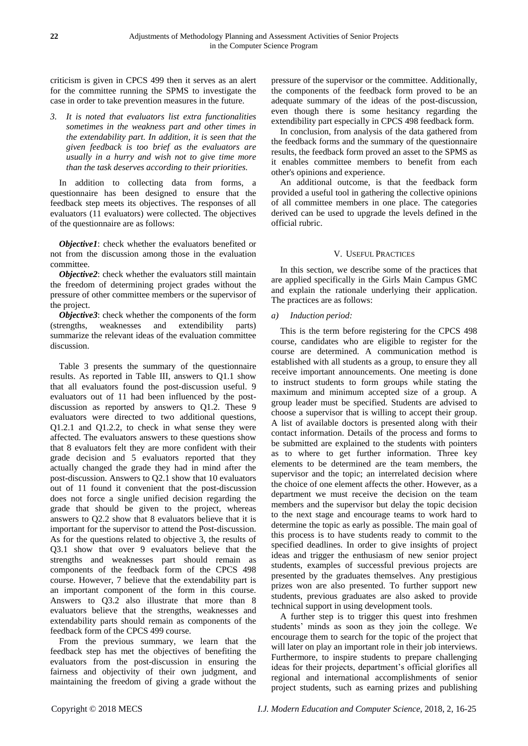criticism is given in CPCS 499 then it serves as an alert for the committee running the SPMS to investigate the case in order to take prevention measures in the future.

3. *It is noted that evaluators list extra functionalities sometimes in the weakness part and other times in the extendability part. In addition, it is seen that the given feedback is too brief as the evaluators are usually in a hurry and wish not to give time more than the task deserves according to their priorities.*

In addition to collecting data from forms, a questionnaire has been designed to ensure that the feedback step meets its objectives. The responses of all evaluators (11 evaluators) were collected. The objectives of the questionnaire are as follows:

***Objective1***: check whether the evaluators benefited or not from the discussion among those in the evaluation committee.

***Objective2***: check whether the evaluators still maintain the freedom of determining project grades without the pressure of other committee members or the supervisor of the project.

***Objective3***: check whether the components of the form (strengths, weaknesses and extendibility parts) summarize the relevant ideas of the evaluation committee discussion.

Table 3 presents the summary of the questionnaire results. As reported in Table III, answers to Q1.1 show that all evaluators found the post-discussion useful. 9 evaluators out of 11 had been influenced by the post-discussion as reported by answers to Q1.2. These 9 evaluators were directed to two additional questions, Q1.2.1 and Q1.2.2, to check in what sense they were affected. The evaluators answers to these questions show that 8 evaluators felt they are more confident with their grade decision and 5 evaluators reported that they actually changed the grade they had in mind after the post-discussion. Answers to Q2.1 show that 10 evaluators out of 11 found it convenient that the post-discussion does not force a single unified decision regarding the grade that should be given to the project, whereas answers to Q2.2 show that 8 evaluators believe that it is important for the supervisor to attend the Post-discussion. As for the questions related to objective 3, the results of Q3.1 show that over 9 evaluators believe that the strengths and weaknesses part should remain as components of the feedback form of the CPCS 498 course. However, 7 believe that the extendability part is an important component of the form in this course. Answers to Q3.2 also illustrate that more than 8 evaluators believe that the strengths, weaknesses and extendability parts should remain as components of the feedback form of the CPCS 499 course.

From the previous summary, we learn that the feedback step has met the objectives of benefiting the evaluators from the post-discussion in ensuring the fairness and objectivity of their own judgment, and maintaining the freedom of giving a grade without the pressure of the supervisor or the committee. Additionally, the components of the feedback form proved to be an adequate summary of the ideas of the post-discussion, even though there is some hesitancy regarding the extendibility part especially in CPCS 498 feedback form.

In conclusion, from analysis of the data gathered from the feedback forms and the summary of the questionnaire results, the feedback form proved an asset to the SPMS as it enables committee members to benefit from each other's opinions and experience.

An additional outcome, is that the feedback form provided a useful tool in gathering the collective opinions of all committee members in one place. The categories derived can be used to upgrade the levels defined in the official rubric.

## V. Useful Practices

In this section, we describe some of the practices that are applied specifically in the Girls Main Campus GMC and explain the rationale underlying their application. The practices are as follows:

*a) Induction period:*

This is the term before registering for the CPCS 498 course, candidates who are eligible to register for the course are determined. A communication method is established with all students as a group, to ensure they all receive important announcements. One meeting is done to instruct students to form groups while stating the maximum and minimum accepted size of a group. A group leader must be specified. Students are advised to choose a supervisor that is willing to accept their group. A list of available doctors is presented along with their contact information. Details of the process and forms to be submitted are explained to the students with pointers as to where to get further information. Three key elements to be determined are the team members, the supervisor and the topic; an interrelated decision where the choice of one element affects the other. However, as a department we must receive the decision on the team members and the supervisor but delay the topic decision to the next stage and encourage teams to work hard to determine the topic as early as possible. The main goal of this process is to have students ready to commit to the specified deadlines. In order to give insights of project ideas and trigger the enthusiasm of new senior project students, examples of successful previous projects are presented by the graduates themselves. Any prestigious prizes won are also presented. To further support new students, previous graduates are also asked to provide technical support in using development tools.

A further step is to trigger this quest into freshmen students' minds as soon as they join the college. We encourage them to search for the topic of the project that will later on play an important role in their job interviews. Furthermore, to inspire students to prepare challenging ideas for their projects, department's official glorifies all regional and international accomplishments of senior project students, such as earning prizes and publishing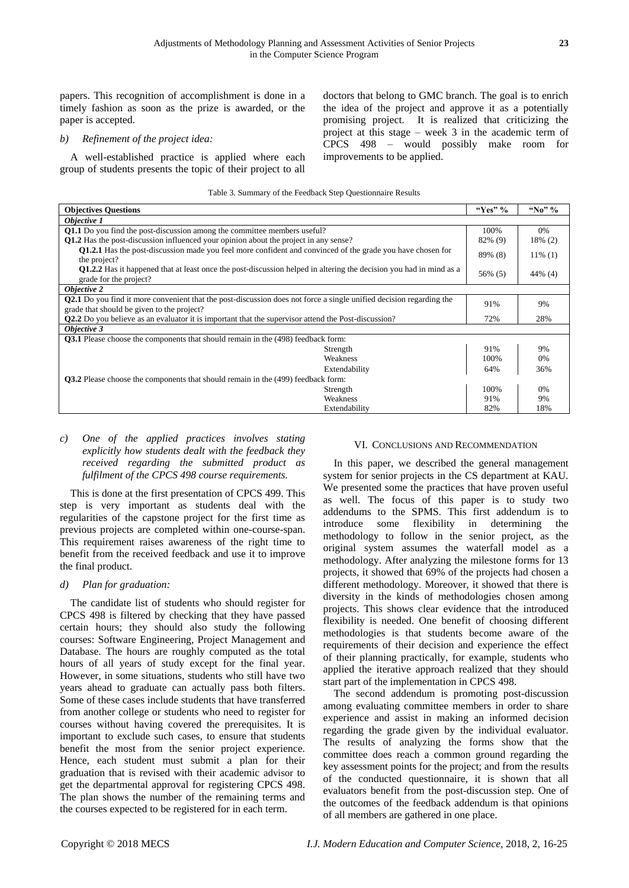papers. This recognition of accomplishment is done in a timely fashion as soon as the prize is awarded, or the paper is accepted.

*b) Refinement of the project idea:*

A well-established practice is applied where each group of students presents the topic of their project to all doctors that belong to GMC branch. The goal is to enrich the idea of the project and approve it as a potentially promising project. It is realized that criticizing the project at this stage – week 3 in the academic term of CPCS 498 – would possibly make room for improvements to be applied.

Table 3. Summary of the Feedback Step Questionnaire Results

| Objectives Questions | | "Yes" % | "No" % |
|---|---|---|---|
| ***Objective 1*** | | | |
| **Q1.1** Do you find the post-discussion among the committee members useful? | | 100% | 0% |
| **Q1.2** Has the post-discussion influenced your opinion about the project in any sense? | | 82% (9) | 18% (2) |
| **Q1.2.1** Has the post-discussion made you feel more confident and convinced of the grade you have chosen for the project? | | 89% (8) | 11% (1) |
| **Q1.2.2** Has it happened that at least once the post-discussion helped in altering the decision you had in mind as a grade for the project? | | 56% (5) | 44% (4) |
| ***Objective 2*** | | | |
| **Q2.1** Do you find it more convenient that the post-discussion does not force a single unified decision regarding the grade that should be given to the project? | | 91% | 9% |
| **Q2.2** Do you believe as an evaluator it is important that the supervisor attend the Post-discussion? | | 72% | 28% |
| ***Objective 3*** | | | |
| **Q3.1** Please choose the components that should remain in the (498) feedback form: | | | |
| | Strength | 91% | 9% |
| | Weakness | 100% | 0% |
| | Extendability | 64% | 36% |
| **Q3.2** Please choose the components that should remain in the (499) feedback form: | | | |
| | Strength | 100% | 0% |
| | Weakness | 91% | 9% |
| | Extendability | 82% | 18% |

*c) One of the applied practices involves stating explicitly how students dealt with the feedback they received regarding the submitted product as fulfilment of the CPCS 498 course requirements.*

This is done at the first presentation of CPCS 499. This step is very important as students deal with the regularities of the capstone project for the first time as previous projects are completed within one-course-span. This requirement raises awareness of the right time to benefit from the received feedback and use it to improve the final product.

*d) Plan for graduation:*

The candidate list of students who should register for CPCS 498 is filtered by checking that they have passed certain hours; they should also study the following courses: Software Engineering, Project Management and Database. The hours are roughly computed as the total hours of all years of study except for the final year. However, in some situations, students who still have two years ahead to graduate can actually pass both filters. Some of these cases include students that have transferred from another college or students who need to register for courses without having covered the prerequisites. It is important to exclude such cases, to ensure that students benefit the most from the senior project experience. Hence, each student must submit a plan for their graduation that is revised with their academic advisor to get the departmental approval for registering CPCS 498. The plan shows the number of the remaining terms and the courses expected to be registered for in each term.

## VI. Conclusions and Recommendation

In this paper, we described the general management system for senior projects in the CS department at KAU. We presented some the practices that have proven useful as well. The focus of this paper is to study two addendums to the SPMS. This first addendum is to introduce some flexibility in determining the methodology to follow in the senior project, as the original system assumes the waterfall model as a methodology. After analyzing the milestone forms for 13 projects, it showed that 69% of the projects had chosen a different methodology. Moreover, it showed that there is diversity in the kinds of methodologies chosen among projects. This shows clear evidence that the introduced flexibility is needed. One benefit of choosing different methodologies is that students become aware of the requirements of their decision and experience the effect of their planning practically, for example, students who applied the iterative approach realized that they should start part of the implementation in CPCS 498.

The second addendum is promoting post-discussion among evaluating committee members in order to share experience and assist in making an informed decision regarding the grade given by the individual evaluator. The results of analyzing the forms show that the committee does reach a common ground regarding the key assessment points for the project; and from the results of the conducted questionnaire, it is shown that all evaluators benefit from the post-discussion step. One of the outcomes of the feedback addendum is that opinions of all members are gathered in one place.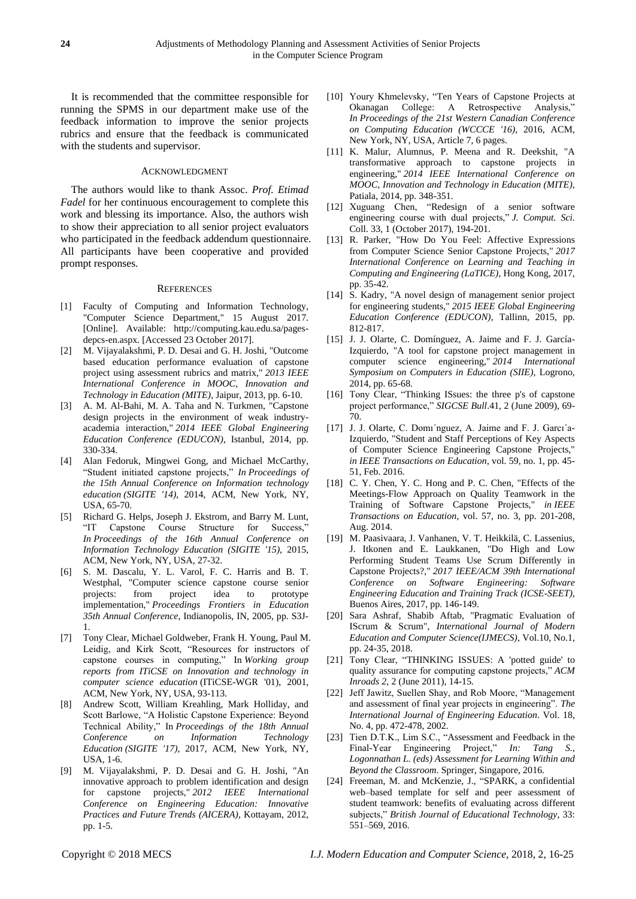It is recommended that the committee responsible for running the SPMS in our department make use of the feedback information to improve the senior projects rubrics and ensure that the feedback is communicated with the students and supervisor.

## Acknowledgment

The authors would like to thank Assoc. *Prof. Etimad Fadel* for her continuous encouragement to complete this work and blessing its importance. Also, the authors wish to show their appreciation to all senior project evaluators who participated in the feedback addendum questionnaire. All participants have been cooperative and provided prompt responses.

## References

[1] Faculty of Computing and Information Technology, "Computer Science Department," 15 August 2017. [Online]. Available: http://computing.kau.edu.sa/pages-depcs-en.aspx. [Accessed 23 October 2017].

[2] M. Vijayalakshmi, P. D. Desai and G. H. Joshi, "Outcome based education performance evaluation of capstone project using assessment rubrics and matrix," *2013 IEEE International Conference in MOOC, Innovation and Technology in Education (MITE)*, Jaipur, 2013, pp. 6-10.

[3] A. M. Al-Bahi, M. A. Taha and N. Turkmen, "Capstone design projects in the environment of weak industry-academia interaction," *2014 IEEE Global Engineering Education Conference (EDUCON)*, Istanbul, 2014, pp. 330-334.

[4] Alan Fedoruk, Mingwei Gong, and Michael McCarthy, "Student initiated capstone projects," *In Proceedings of the 15th Annual Conference on Information technology education (SIGITE '14)*, 2014, ACM, New York, NY, USA, 65-70.

[5] Richard G. Helps, Joseph J. Ekstrom, and Barry M. Lunt, "IT Capstone Course Structure for Success," *In Proceedings of the 16th Annual Conference on Information Technology Education (SIGITE '15)*, 2015, ACM, New York, NY, USA, 27-32.

[6] S. M. Dascalu, Y. L. Varol, F. C. Harris and B. T. Westphal, "Computer science capstone course senior projects: from project idea to prototype implementation," *Proceedings Frontiers in Education 35th Annual Conference*, Indianopolis, IN, 2005, pp. S3J-1.

[7] Tony Clear, Michael Goldweber, Frank H. Young, Paul M. Leidig, and Kirk Scott, "Resources for instructors of capstone courses in computing," In *Working group reports from ITiCSE on Innovation and technology in computer science education* (ITiCSE-WGR '01), 2001, ACM, New York, NY, USA, 93-113.

[8] Andrew Scott, William Kreahling, Mark Holliday, and Scott Barlowe, "A Holistic Capstone Experience: Beyond Technical Ability," In *Proceedings of the 18th Annual Conference on Information Technology Education (SIGITE '17)*, 2017, ACM, New York, NY, USA, 1-6.

[9] M. Vijayalakshmi, P. D. Desai and G. H. Joshi, "An innovative approach to problem identification and design for capstone projects," *2012 IEEE International Conference on Engineering Education: Innovative Practices and Future Trends (AICERA)*, Kottayam, 2012, pp. 1-5.

[10] Youry Khmelevsky, "Ten Years of Capstone Projects at Okanagan College: A Retrospective Analysis," *In Proceedings of the 21st Western Canadian Conference on Computing Education (WCCCE '16)*, 2016, ACM, New York, NY, USA, Article 7, 6 pages.

[11] K. Malur, Alumnus, P. Meena and R. Deekshit, "A transformative approach to capstone projects in engineering," *2014 IEEE International Conference on MOOC, Innovation and Technology in Education (MITE)*, Patiala, 2014, pp. 348-351.

[12] Xuguang Chen, "Redesign of a senior software engineering course with dual projects," *J. Comput. Sci.* Coll. 33, 1 (October 2017), 194-201.

[13] R. Parker, "How Do You Feel: Affective Expressions from Computer Science Senior Capstone Projects," *2017 International Conference on Learning and Teaching in Computing and Engineering (LaTICE)*, Hong Kong, 2017, pp. 35-42.

[14] S. Kadry, "A novel design of management senior project for engineering students," *2015 IEEE Global Engineering Education Conference (EDUCON)*, Tallinn, 2015, pp. 812-817.

[15] J. J. Olarte, C. Domínguez, A. Jaime and F. J. García-Izquierdo, "A tool for capstone project management in computer science engineering," *2014 International Symposium on Computers in Education (SIIE)*, Logrono, 2014, pp. 65-68.

[16] Tony Clear, "Thinking ISsues: the three p's of capstone project performance," *SIGCSE Bull*.41, 2 (June 2009), 69-70.

[17] J. J. Olarte, C. Domı´nguez, A. Jaime and F. J. Garcı´a-Izquierdo, "Student and Staff Perceptions of Key Aspects of Computer Science Engineering Capstone Projects," *in IEEE Transactions on Education*, vol. 59, no. 1, pp. 45-51, Feb. 2016.

[18] C. Y. Chen, Y. C. Hong and P. C. Chen, "Effects of the Meetings-Flow Approach on Quality Teamwork in the Training of Software Capstone Projects," *in IEEE Transactions on Education*, vol. 57, no. 3, pp. 201-208, Aug. 2014.

[19] M. Paasivaara, J. Vanhanen, V. T. Heikkilä, C. Lassenius, J. Itkonen and E. Laukkanen, "Do High and Low Performing Student Teams Use Scrum Differently in Capstone Projects?," *2017 IEEE/ACM 39th International Conference on Software Engineering: Software Engineering Education and Training Track (ICSE-SEET)*, Buenos Aires, 2017, pp. 146-149.

[20] Sara Ashraf, Shabib Aftab, "Pragmatic Evaluation of IScrum & Scrum", *International Journal of Modern Education and Computer Science(IJMECS)*, Vol.10, No.1, pp. 24-35, 2018.

[21] Tony Clear, "THINKING ISSUES: A 'potted guide' to quality assurance for computing capstone projects," *ACM Inroads 2*, 2 (June 2011), 14-15.

[22] Jeff Jawitz, Suellen Shay, and Rob Moore, "Management and assessment of final year projects in engineering". *The International Journal of Engineering Education*. Vol. 18, No. 4, pp. 472-478, 2002.

[23] Tien D.T.K., Lim S.C., "Assessment and Feedback in the Final-Year Engineering Project," *In: Tang S., Logonnathan L. (eds) Assessment for Learning Within and Beyond the Classroom*. Springer, Singapore, 2016.

[24] Freeman, M. and McKenzie, J., "SPARK, a confidential web–based template for self and peer assessment of student teamwork: benefits of evaluating across different subjects," *British Journal of Educational Technology*, 33: 551–569, 2016.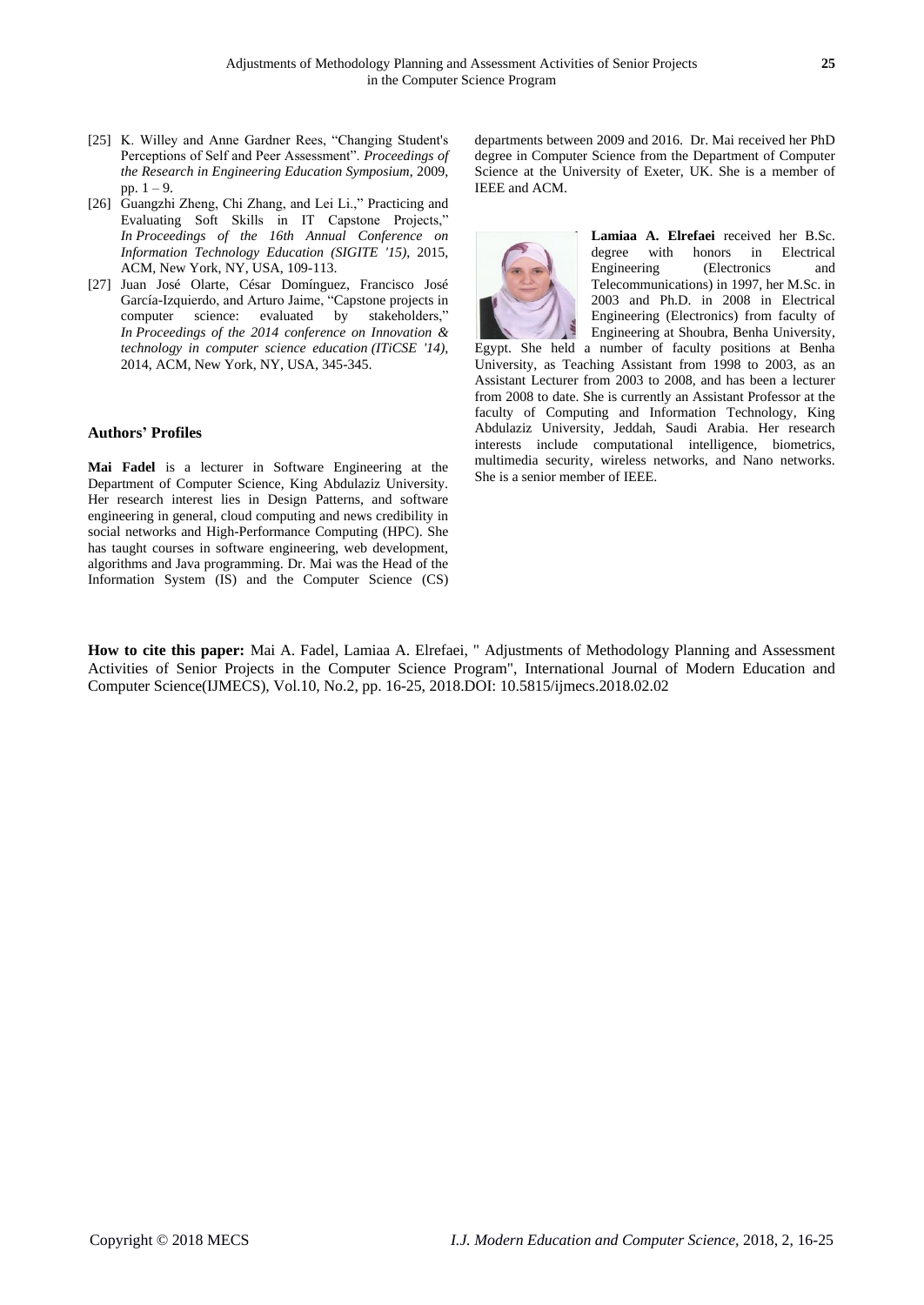[25] K. Willey and Anne Gardner Rees, "Changing Student's Perceptions of Self and Peer Assessment". *Proceedings of the Research in Engineering Education Symposium*, 2009, pp. 1 – 9.

[26] Guangzhi Zheng, Chi Zhang, and Lei Li.," Practicing and Evaluating Soft Skills in IT Capstone Projects," *In Proceedings of the 16th Annual Conference on Information Technology Education (SIGITE '15)*, 2015, ACM, New York, NY, USA, 109-113.

[27] Juan José Olarte, César Domínguez, Francisco José García-Izquierdo, and Arturo Jaime, "Capstone projects in computer science: evaluated by stakeholders," *In Proceedings of the 2014 conference on Innovation & technology in computer science education (ITiCSE '14)*, 2014, ACM, New York, NY, USA, 345-345.

## Authors' Profiles

**Mai Fadel** is a lecturer in Software Engineering at the Department of Computer Science, King Abdulaziz University. Her research interest lies in Design Patterns, and software engineering in general, cloud computing and news credibility in social networks and High-Performance Computing (HPC). She has taught courses in software engineering, web development, algorithms and Java programming. Dr. Mai was the Head of the Information System (IS) and the Computer Science (CS) departments between 2009 and 2016. Dr. Mai received her PhD degree in Computer Science from the Department of Computer Science at the University of Exeter, UK. She is a member of IEEE and ACM.

**Lamiaa A. Elrefaei** received her B.Sc. degree with honors in Electrical Engineering (Electronics and Telecommunications) in 1997, her M.Sc. in 2003 and Ph.D. in 2008 in Electrical Engineering (Electronics) from faculty of Engineering at Shoubra, Benha University, Egypt. She held a number of faculty positions at Benha University, as Teaching Assistant from 1998 to 2003, as an Assistant Lecturer from 2003 to 2008, and has been a lecturer from 2008 to date. She is currently an Assistant Professor at the faculty of Computing and Information Technology, King Abdulaziz University, Jeddah, Saudi Arabia. Her research interests include computational intelligence, biometrics, multimedia security, wireless networks, and Nano networks. She is a senior member of IEEE.

**How to cite this paper:** Mai A. Fadel, Lamiaa A. Elrefaei, " Adjustments of Methodology Planning and Assessment Activities of Senior Projects in the Computer Science Program", International Journal of Modern Education and Computer Science(IJMECS), Vol.10, No.2, pp. 16-25, 2018.DOI: 10.5815/ijmecs.2018.02.02